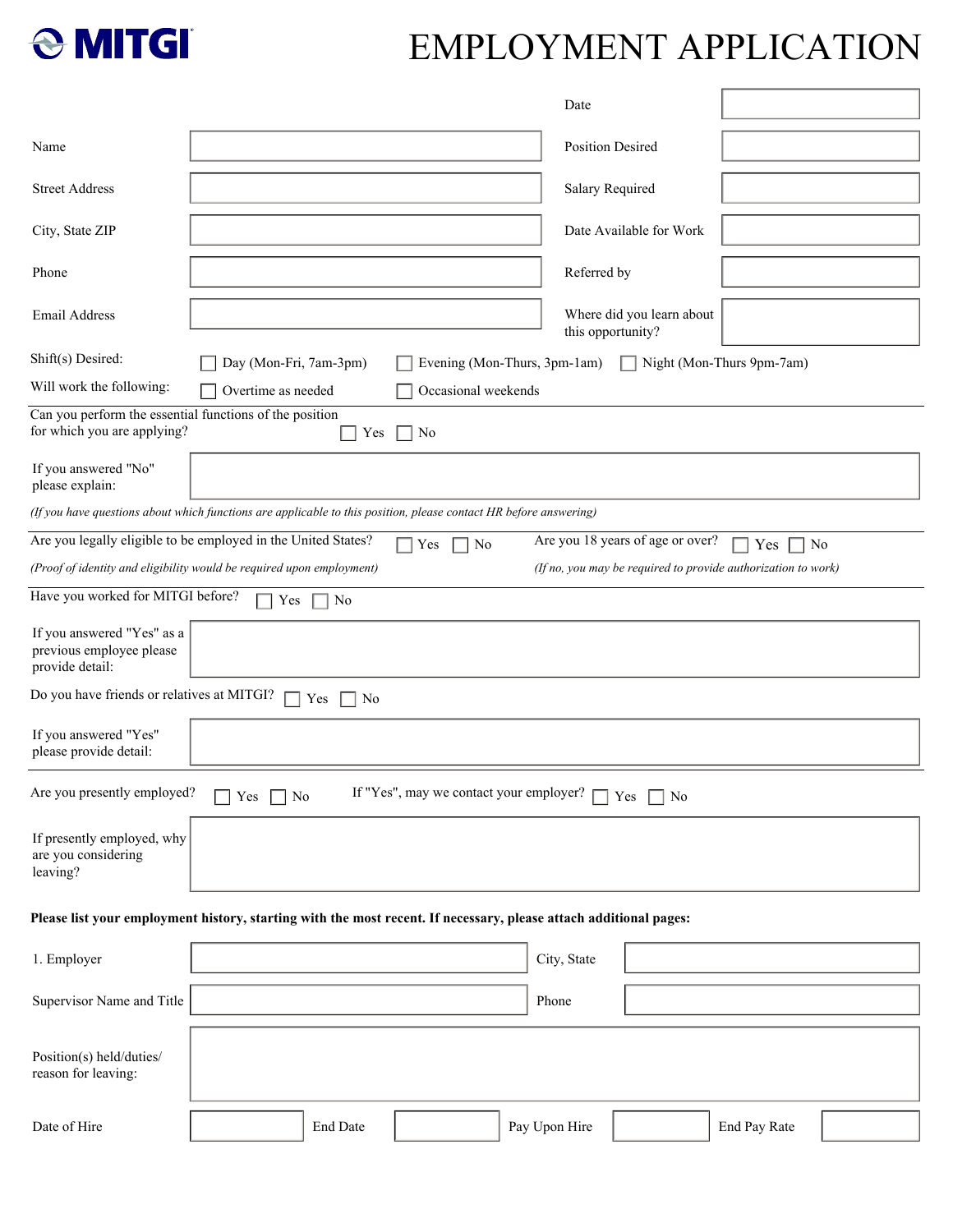MITGI

# EMPLOYMENT APPLICATION

| | | | |
|---|---|---|---|
| | | Date | |
| Name | | Position Desired | |
| Street Address | | Salary Required | |
| City, State ZIP | | Date Available for Work | |
| Phone | | Referred by | |
| Email Address | | Where did you learn about this opportunity? | |

Shift(s) Desired: ☐ Day (Mon-Fri, 7am-3pm) ☐ Evening (Mon-Thurs, 3pm-1am) ☐ Night (Mon-Thurs 9pm-7am)

Will work the following: ☐ Overtime as needed ☐ Occasional weekends

---

Can you perform the essential functions of the position for which you are applying? ☐ Yes ☐ No

If you answered "No" please explain:

*(If you have questions about which functions are applicable to this position, please contact HR before answering)*

---

Are you legally eligible to be employed in the United States? ☐ Yes ☐ No

*(Proof of identity and eligibility would be required upon employment)*

Are you 18 years of age or over? ☐ Yes ☐ No

*(If no, you may be required to provide authorization to work)*

---

Have you worked for MITGI before? ☐ Yes ☐ No

If you answered "Yes" as a previous employee please provide detail:

Do you have friends or relatives at MITGI? ☐ Yes ☐ No

If you answered "Yes" please provide detail:

---

Are you presently employed? ☐ Yes ☐ No

If "Yes", may we contact your employer? ☐ Yes ☐ No

If presently employed, why are you considering leaving?

**Please list your employment history, starting with the most recent. If necessary, please attach additional pages:**

| | | | |
|---|---|---|---|
| 1. Employer | | City, State | |
| Supervisor Name and Title | | Phone | |
| Position(s) held/duties/ reason for leaving: | | | |

| Date of Hire | | End Date | | Pay Upon Hire | | End Pay Rate | |
|---|---|---|---|---|---|---|---|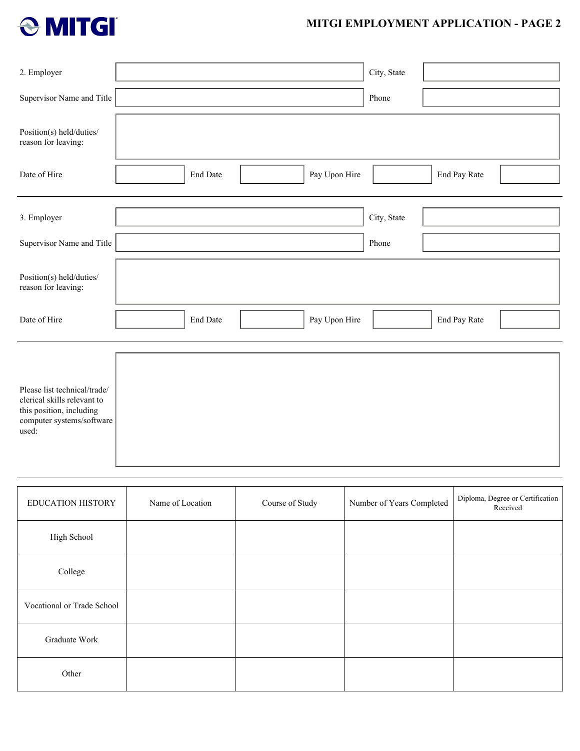# MITGI EMPLOYMENT APPLICATION - PAGE 2

2. Employer ____________________ City, State ____________________

Supervisor Name and Title ____________________ Phone ____________________

Position(s) held/duties/ reason for leaving: ____________________

Date of Hire __________ End Date __________ Pay Upon Hire __________ End Pay Rate __________

---

3. Employer ____________________ City, State ____________________

Supervisor Name and Title ____________________ Phone ____________________

Position(s) held/duties/ reason for leaving: ____________________

Date of Hire __________ End Date __________ Pay Upon Hire __________ End Pay Rate __________

---

Please list technical/trade/ clerical skills relevant to this position, including computer systems/software used: ____________________

---

| EDUCATION HISTORY | Name of Location | Course of Study | Number of Years Completed | Diploma, Degree or Certification Received |
|---|---|---|---|---|
| High School | | | | |
| College | | | | |
| Vocational or Trade School | | | | |
| Graduate Work | | | | |
| Other | | | | |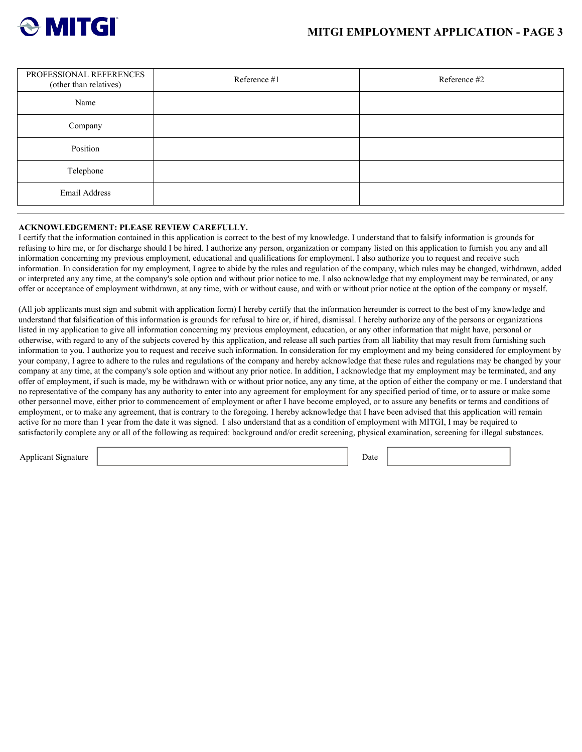# MITGI EMPLOYMENT APPLICATION - PAGE 3

| PROFESSIONAL REFERENCES (other than relatives) | Reference #1 | Reference #2 |
|---|---|---|
| Name | | |
| Company | | |
| Position | | |
| Telephone | | |
| Email Address | | |

**ACKNOWLEDGEMENT: PLEASE REVIEW CAREFULLY.**
I certify that the information contained in this application is correct to the best of my knowledge. I understand that to falsify information is grounds for refusing to hire me, or for discharge should I be hired. I authorize any person, organization or company listed on this application to furnish you any and all information concerning my previous employment, educational and qualifications for employment. I also authorize you to request and receive such information. In consideration for my employment, I agree to abide by the rules and regulation of the company, which rules may be changed, withdrawn, added or interpreted any any time, at the company's sole option and without prior notice to me. I also acknowledge that my employment may be terminated, or any offer or acceptance of employment withdrawn, at any time, with or without cause, and with or without prior notice at the option of the company or myself.

(All job applicants must sign and submit with application form) I hereby certify that the information hereunder is correct to the best of my knowledge and understand that falsification of this information is grounds for refusal to hire or, if hired, dismissal. I hereby authorize any of the persons or organizations listed in my application to give all information concerning my previous employment, education, or any other information that might have, personal or otherwise, with regard to any of the subjects covered by this application, and release all such parties from all liability that may result from furnishing such information to you. I authorize you to request and receive such information. In consideration for my employment and my being considered for employment by your company, I agree to adhere to the rules and regulations of the company and hereby acknowledge that these rules and regulations may be changed by your company at any time, at the company's sole option and without any prior notice. In addition, I acknowledge that my employment may be terminated, and any offer of employment, if such is made, my be withdrawn with or without prior notice, any any time, at the option of either the company or me. I understand that no representative of the company has any authority to enter into any agreement for employment for any specified period of time, or to assure or make some other personnel move, either prior to commencement of employment or after I have become employed, or to assure any benefits or terms and conditions of employment, or to make any agreement, that is contrary to the foregoing. I hereby acknowledge that I have been advised that this application will remain active for no more than 1 year from the date it was signed. I also understand that as a condition of employment with MITGI, I may be required to satisfactorily complete any or all of the following as required: background and/or credit screening, physical examination, screening for illegal substances.

Applicant Signature ____________________ Date ____________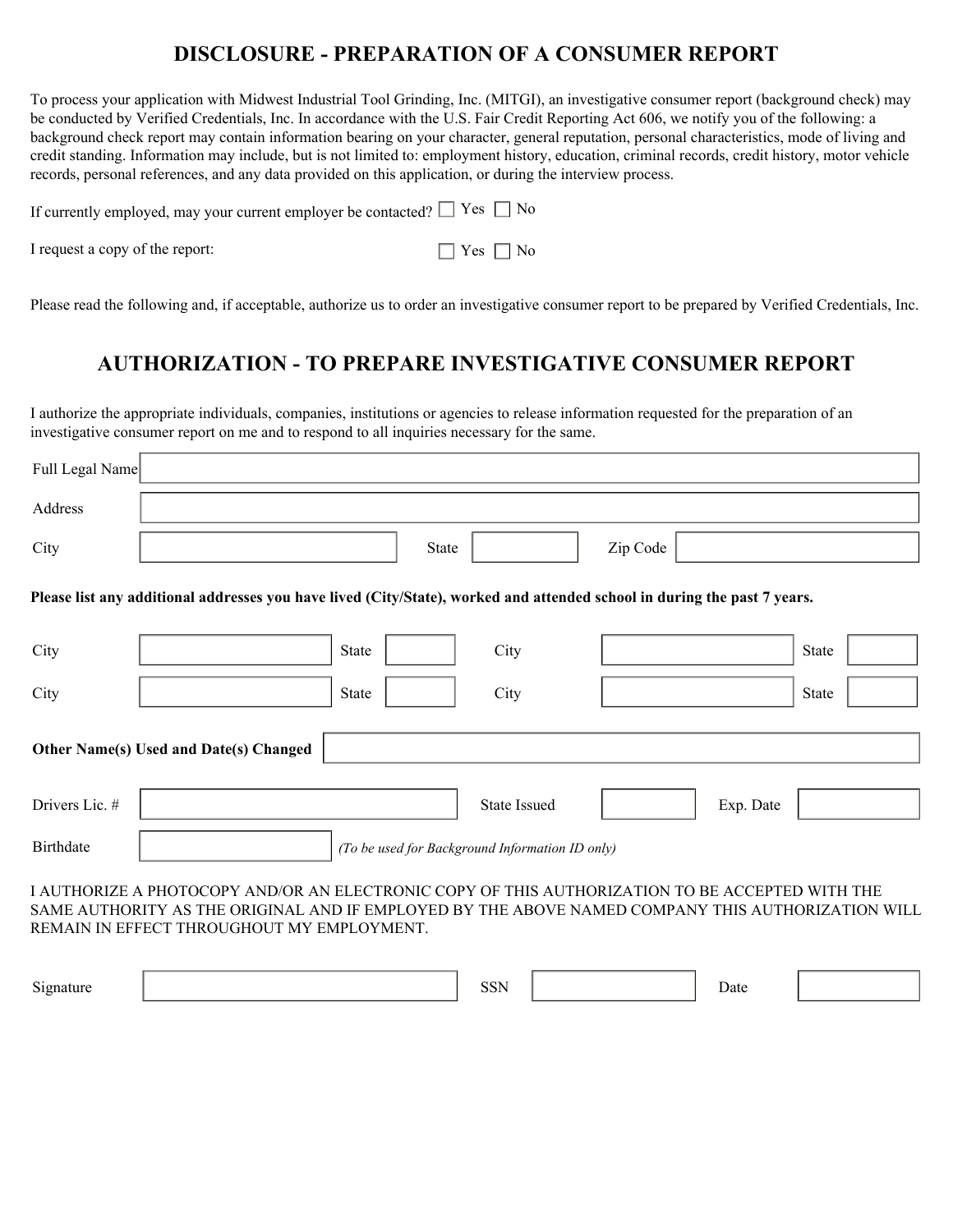# DISCLOSURE - PREPARATION OF A CONSUMER REPORT

To process your application with Midwest Industrial Tool Grinding, Inc. (MITGI), an investigative consumer report (background check) may be conducted by Verified Credentials, Inc. In accordance with the U.S. Fair Credit Reporting Act 606, we notify you of the following: a background check report may contain information bearing on your character, general reputation, personal characteristics, mode of living and credit standing. Information may include, but is not limited to: employment history, education, criminal records, credit history, motor vehicle records, personal references, and any data provided on this application, or during the interview process.

If currently employed, may your current employer be contacted? ☐ Yes ☐ No

I request a copy of the report: ☐ Yes ☐ No

Please read the following and, if acceptable, authorize us to order an investigative consumer report to be prepared by Verified Credentials, Inc.

# AUTHORIZATION - TO PREPARE INVESTIGATIVE CONSUMER REPORT

I authorize the appropriate individuals, companies, institutions or agencies to release information requested for the preparation of an investigative consumer report on me and to respond to all inquiries necessary for the same.

Full Legal Name ____________________

Address ____________________

City ____________ State ______ Zip Code ____________

**Please list any additional addresses you have lived (City/State), worked and attended school in during the past 7 years.**

| | | | | | | | |
|---|---|---|---|---|---|---|---|
| City | | State | | City | | State | |
| City | | State | | City | | State | |

**Other Name(s) Used and Date(s) Changed** ____________________

Drivers Lic. # ____________ State Issued ______ Exp. Date ______

Birthdate ____________ *(To be used for Background Information ID only)*

I AUTHORIZE A PHOTOCOPY AND/OR AN ELECTRONIC COPY OF THIS AUTHORIZATION TO BE ACCEPTED WITH THE SAME AUTHORITY AS THE ORIGINAL AND IF EMPLOYED BY THE ABOVE NAMED COMPANY THIS AUTHORIZATION WILL REMAIN IN EFFECT THROUGHOUT MY EMPLOYMENT.

Signature ____________ SSN ____________ Date ____________